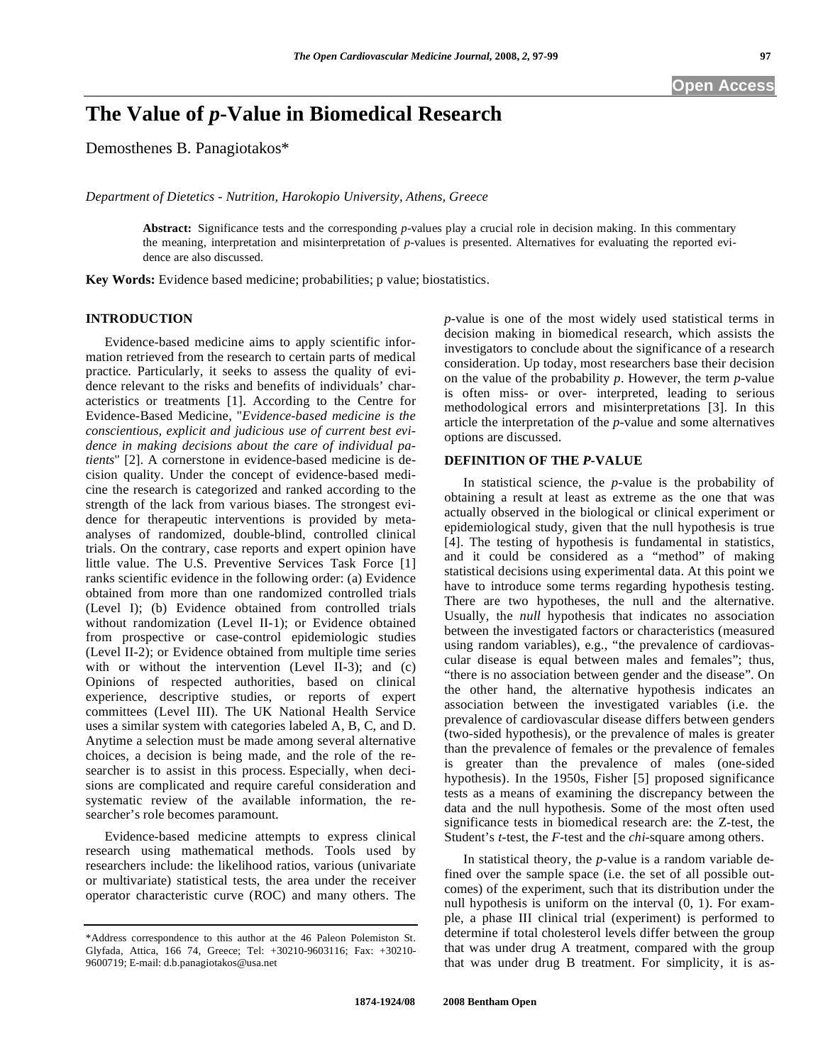# The Value of *p*-Value in Biomedical Research

Demosthenes B. Panagiotakos*

*Department of Dietetics - Nutrition, Harokopio University, Athens, Greece*

**Abstract:** Significance tests and the corresponding *p*-values play a crucial role in decision making. In this commentary the meaning, interpretation and misinterpretation of *p*-values is presented. Alternatives for evaluating the reported evidence are also discussed.

**Key Words:** Evidence based medicine; probabilities; p value; biostatistics.

## INTRODUCTION

Evidence-based medicine aims to apply scientific information retrieved from the research to certain parts of medical practice. Particularly, it seeks to assess the quality of evidence relevant to the risks and benefits of individuals' characteristics or treatments [1]. According to the Centre for Evidence-Based Medicine, "*Evidence-based medicine is the conscientious, explicit and judicious use of current best evidence in making decisions about the care of individual patients*" [2]. A cornerstone in evidence-based medicine is decision quality. Under the concept of evidence-based medicine the research is categorized and ranked according to the strength of the lack from various biases. The strongest evidence for therapeutic interventions is provided by meta-analyses of randomized, double-blind, controlled clinical trials. On the contrary, case reports and expert opinion have little value. The U.S. Preventive Services Task Force [1] ranks scientific evidence in the following order: (a) Evidence obtained from more than one randomized controlled trials (Level I); (b) Evidence obtained from controlled trials without randomization (Level II-1); or Evidence obtained from prospective or case-control epidemiologic studies (Level II-2); or Evidence obtained from multiple time series with or without the intervention (Level II-3); and (c) Opinions of respected authorities, based on clinical experience, descriptive studies, or reports of expert committees (Level III). The UK National Health Service uses a similar system with categories labeled A, B, C, and D. Anytime a selection must be made among several alternative choices, a decision is being made, and the role of the researcher is to assist in this process. Especially, when decisions are complicated and require careful consideration and systematic review of the available information, the researcher's role becomes paramount.

Evidence-based medicine attempts to express clinical research using mathematical methods. Tools used by researchers include: the likelihood ratios, various (univariate or multivariate) statistical tests, the area under the receiver operator characteristic curve (ROC) and many others. The *p*-value is one of the most widely used statistical terms in decision making in biomedical research, which assists the investigators to conclude about the significance of a research consideration. Up today, most researchers base their decision on the value of the probability *p*. However, the term *p*-value is often miss- or over- interpreted, leading to serious methodological errors and misinterpretations [3]. In this article the interpretation of the *p*-value and some alternatives options are discussed.

## DEFINITION OF THE *P*-VALUE

In statistical science, the *p*-value is the probability of obtaining a result at least as extreme as the one that was actually observed in the biological or clinical experiment or epidemiological study, given that the null hypothesis is true [4]. The testing of hypothesis is fundamental in statistics, and it could be considered as a "method" of making statistical decisions using experimental data. At this point we have to introduce some terms regarding hypothesis testing. There are two hypotheses, the null and the alternative. Usually, the *null* hypothesis that indicates no association between the investigated factors or characteristics (measured using random variables), e.g., "the prevalence of cardiovascular disease is equal between males and females"; thus, "there is no association between gender and the disease". On the other hand, the alternative hypothesis indicates an association between the investigated variables (i.e. the prevalence of cardiovascular disease differs between genders (two-sided hypothesis), or the prevalence of males is greater than the prevalence of females or the prevalence of females is greater than the prevalence of males (one-sided hypothesis). In the 1950s, Fisher [5] proposed significance tests as a means of examining the discrepancy between the data and the null hypothesis. Some of the most often used significance tests in biomedical research are: the Z-test, the Student's *t*-test, the *F*-test and the *chi*-square among others.

In statistical theory, the *p*-value is a random variable defined over the sample space (i.e. the set of all possible outcomes) of the experiment, such that its distribution under the null hypothesis is uniform on the interval (0, 1). For example, a phase III clinical trial (experiment) is performed to determine if total cholesterol levels differ between the group that was under drug A treatment, compared with the group that was under drug B treatment. For simplicity, it is as-

\*Address correspondence to this author at the 46 Paleon Polemiston St. Glyfada, Attica, 166 74, Greece; Tel: +30210-9603116; Fax: +30210-9600719; E-mail: d.b.panagiotakos@usa.net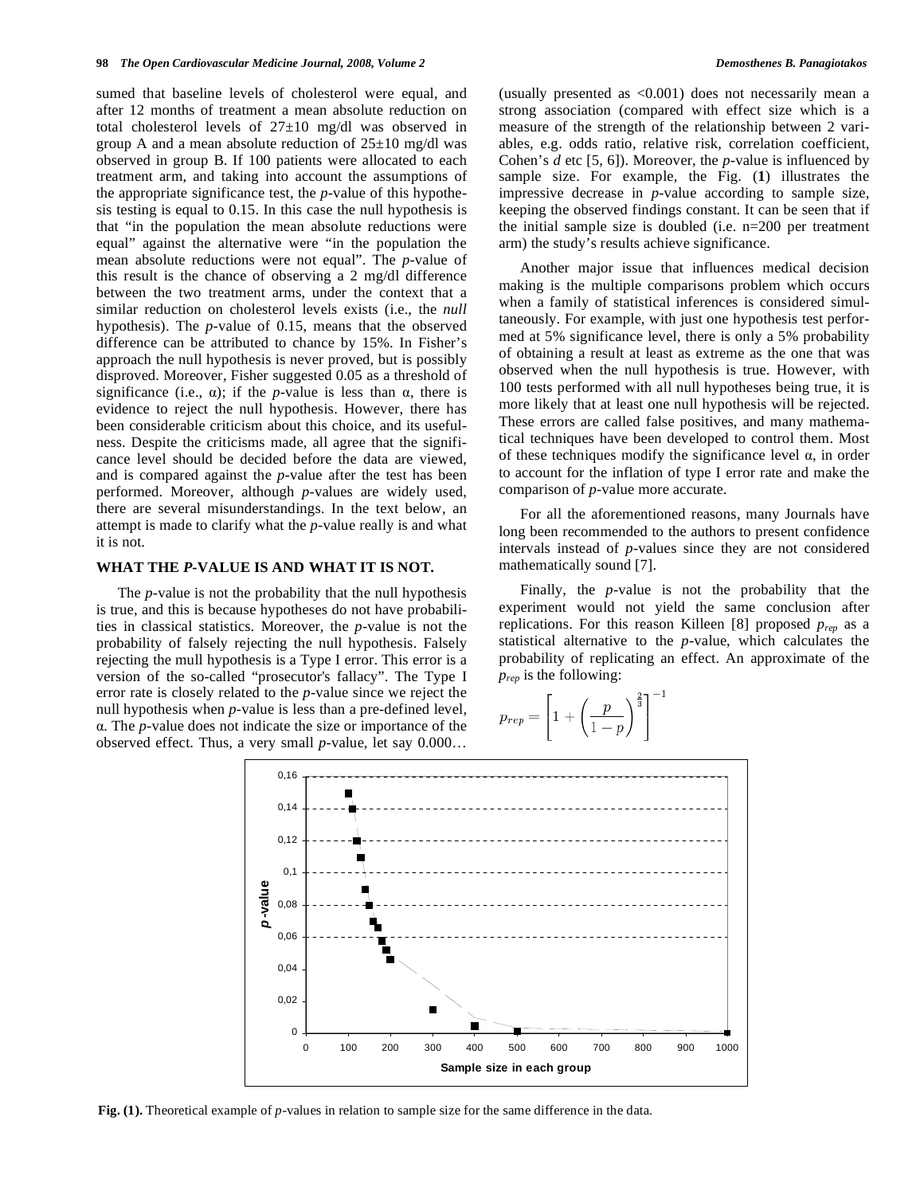sumed that baseline levels of cholesterol were equal, and after 12 months of treatment a mean absolute reduction on total cholesterol levels of 27±10 mg/dl was observed in group A and a mean absolute reduction of 25±10 mg/dl was observed in group B. If 100 patients were allocated to each treatment arm, and taking into account the assumptions of the appropriate significance test, the *p*-value of this hypothesis testing is equal to 0.15. In this case the null hypothesis is that "in the population the mean absolute reductions were equal" against the alternative were "in the population the mean absolute reductions were not equal". The *p*-value of this result is the chance of observing a 2 mg/dl difference between the two treatment arms, under the context that a similar reduction on cholesterol levels exists (i.e., the *null* hypothesis). The *p*-value of 0.15, means that the observed difference can be attributed to chance by 15%. In Fisher's approach the null hypothesis is never proved, but is possibly disproved. Moreover, Fisher suggested 0.05 as a threshold of significance (i.e., α); if the *p*-value is less than α, there is evidence to reject the null hypothesis. However, there has been considerable criticism about this choice, and its usefulness. Despite the criticisms made, all agree that the significance level should be decided before the data are viewed, and is compared against the *p*-value after the test has been performed. Moreover, although *p*-values are widely used, there are several misunderstandings. In the text below, an attempt is made to clarify what the *p*-value really is and what it is not.

## WHAT THE *P*-VALUE IS AND WHAT IT IS NOT.

The *p*-value is not the probability that the null hypothesis is true, and this is because hypotheses do not have probabilities in classical statistics. Moreover, the *p*-value is not the probability of falsely rejecting the null hypothesis. Falsely rejecting the mull hypothesis is a Type I error. This error is a version of the so-called "prosecutor's fallacy". The Type I error rate is closely related to the *p*-value since we reject the null hypothesis when *p*-value is less than a pre-defined level, α. The *p*-value does not indicate the size or importance of the observed effect. Thus, a very small *p*-value, let say 0.000… (usually presented as <0.001) does not necessarily mean a strong association (compared with effect size which is a measure of the strength of the relationship between 2 variables, e.g. odds ratio, relative risk, correlation coefficient, Cohen's *d* etc [5, 6]). Moreover, the *p*-value is influenced by sample size. For example, the Fig. (**1**) illustrates the impressive decrease in *p*-value according to sample size, keeping the observed findings constant. It can be seen that if the initial sample size is doubled (i.e. n=200 per treatment arm) the study's results achieve significance.

Another major issue that influences medical decision making is the multiple comparisons problem which occurs when a family of statistical inferences is considered simultaneously. For example, with just one hypothesis test performed at 5% significance level, there is only a 5% probability of obtaining a result at least as extreme as the one that was observed when the null hypothesis is true. However, with 100 tests performed with all null hypotheses being true, it is more likely that at least one null hypothesis will be rejected. These errors are called false positives, and many mathematical techniques have been developed to control them. Most of these techniques modify the significance level α, in order to account for the inflation of type I error rate and make the comparison of *p*-value more accurate.

For all the aforementioned reasons, many Journals have long been recommended to the authors to present confidence intervals instead of *p*-values since they are not considered mathematically sound [7].

Finally, the *p*-value is not the probability that the experiment would not yield the same conclusion after replications. For this reason Killeen [8] proposed $p_{rep}$ as a statistical alternative to the *p*-value, which calculates the probability of replicating an effect. An approximate of the $p_{rep}$ is the following:

$$p_{rep} = \left[1 + \left(\frac{p}{1-p}\right)^{\frac{2}{3}}\right]^{-1}$$

**Fig. (1).** Theoretical example of *p*-values in relation to sample size for the same difference in the data.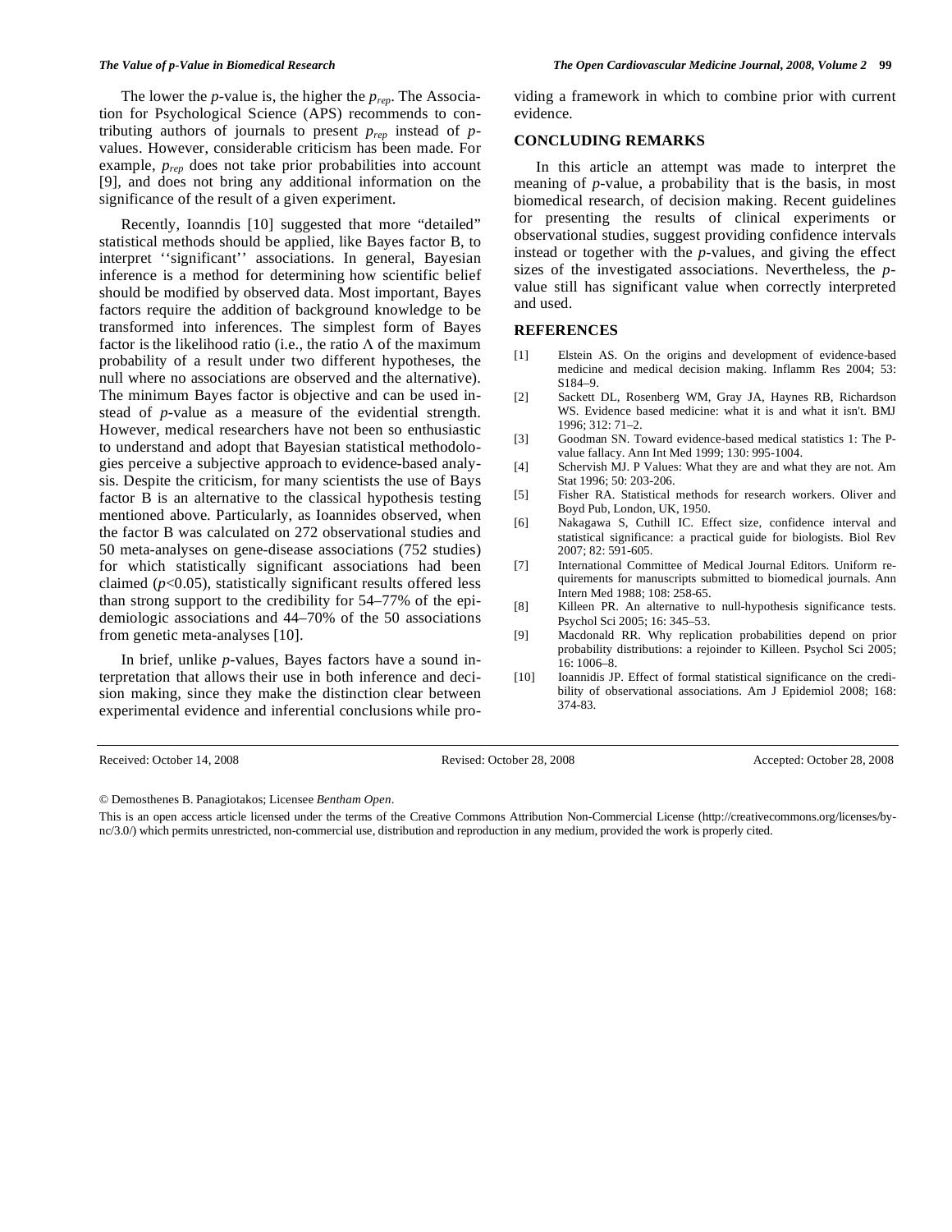The lower the *p*-value is, the higher the $p_{rep}$. The Association for Psychological Science (APS) recommends to contributing authors of journals to present $p_{rep}$ instead of *p*-values. However, considerable criticism has been made. For example, $p_{rep}$ does not take prior probabilities into account [9], and does not bring any additional information on the significance of the result of a given experiment.

Recently, Ioanndis [10] suggested that more "detailed" statistical methods should be applied, like Bayes factor B, to interpret ''significant'' associations. In general, Bayesian inference is a method for determining how scientific belief should be modified by observed data. Most important, Bayes factors require the addition of background knowledge to be transformed into inferences. The simplest form of Bayes factor is the likelihood ratio (i.e., the ratio $\Lambda$ of the maximum probability of a result under two different hypotheses, the null where no associations are observed and the alternative). The minimum Bayes factor is objective and can be used instead of *p*-value as a measure of the evidential strength. However, medical researchers have not been so enthusiastic to understand and adopt that Bayesian statistical methodologies perceive a subjective approach to evidence-based analysis. Despite the criticism, for many scientists the use of Bays factor B is an alternative to the classical hypothesis testing mentioned above. Particularly, as Ioannides observed, when the factor B was calculated on 272 observational studies and 50 meta-analyses on gene-disease associations (752 studies) for which statistically significant associations had been claimed ($p<0.05$), statistically significant results offered less than strong support to the credibility for 54–77% of the epidemiologic associations and 44–70% of the 50 associations from genetic meta-analyses [10].

In brief, unlike *p*-values, Bayes factors have a sound interpretation that allows their use in both inference and decision making, since they make the distinction clear between experimental evidence and inferential conclusions while providing a framework in which to combine prior with current evidence.

## CONCLUDING REMARKS

In this article an attempt was made to interpret the meaning of *p*-value, a probability that is the basis, in most biomedical research, of decision making. Recent guidelines for presenting the results of clinical experiments or observational studies, suggest providing confidence intervals instead or together with the *p*-values, and giving the effect sizes of the investigated associations. Nevertheless, the *p*-value still has significant value when correctly interpreted and used.

## REFERENCES

[1] Elstein AS. On the origins and development of evidence-based medicine and medical decision making. Inflamm Res 2004; 53: S184–9.

[2] Sackett DL, Rosenberg WM, Gray JA, Haynes RB, Richardson WS. Evidence based medicine: what it is and what it isn't. BMJ 1996; 312: 71–2.

[3] Goodman SN. Toward evidence-based medical statistics 1: The P-value fallacy. Ann Int Med 1999; 130: 995-1004.

[4] Schervish MJ. P Values: What they are and what they are not. Am Stat 1996; 50: 203-206.

[5] Fisher RA. Statistical methods for research workers. Oliver and Boyd Pub, London, UK, 1950.

[6] Nakagawa S, Cuthill IC. Effect size, confidence interval and statistical significance: a practical guide for biologists. Biol Rev 2007; 82: 591-605.

[7] International Committee of Medical Journal Editors. Uniform requirements for manuscripts submitted to biomedical journals. Ann Intern Med 1988; 108: 258-65.

[8] Killeen PR. An alternative to null-hypothesis significance tests. Psychol Sci 2005; 16: 345–53.

[9] Macdonald RR. Why replication probabilities depend on prior probability distributions: a rejoinder to Killeen. Psychol Sci 2005; 16: 1006–8.

[10] Ioannidis JP. Effect of formal statistical significance on the credibility of observational associations. Am J Epidemiol 2008; 168: 374-83.

Received: October 14, 2008 Revised: October 28, 2008 Accepted: October 28, 2008

© Demosthenes B. Panagiotakos; Licensee *Bentham Open*.

This is an open access article licensed under the terms of the Creative Commons Attribution Non-Commercial License (http://creativecommons.org/licenses/by-nc/3.0/) which permits unrestricted, non-commercial use, distribution and reproduction in any medium, provided the work is properly cited.